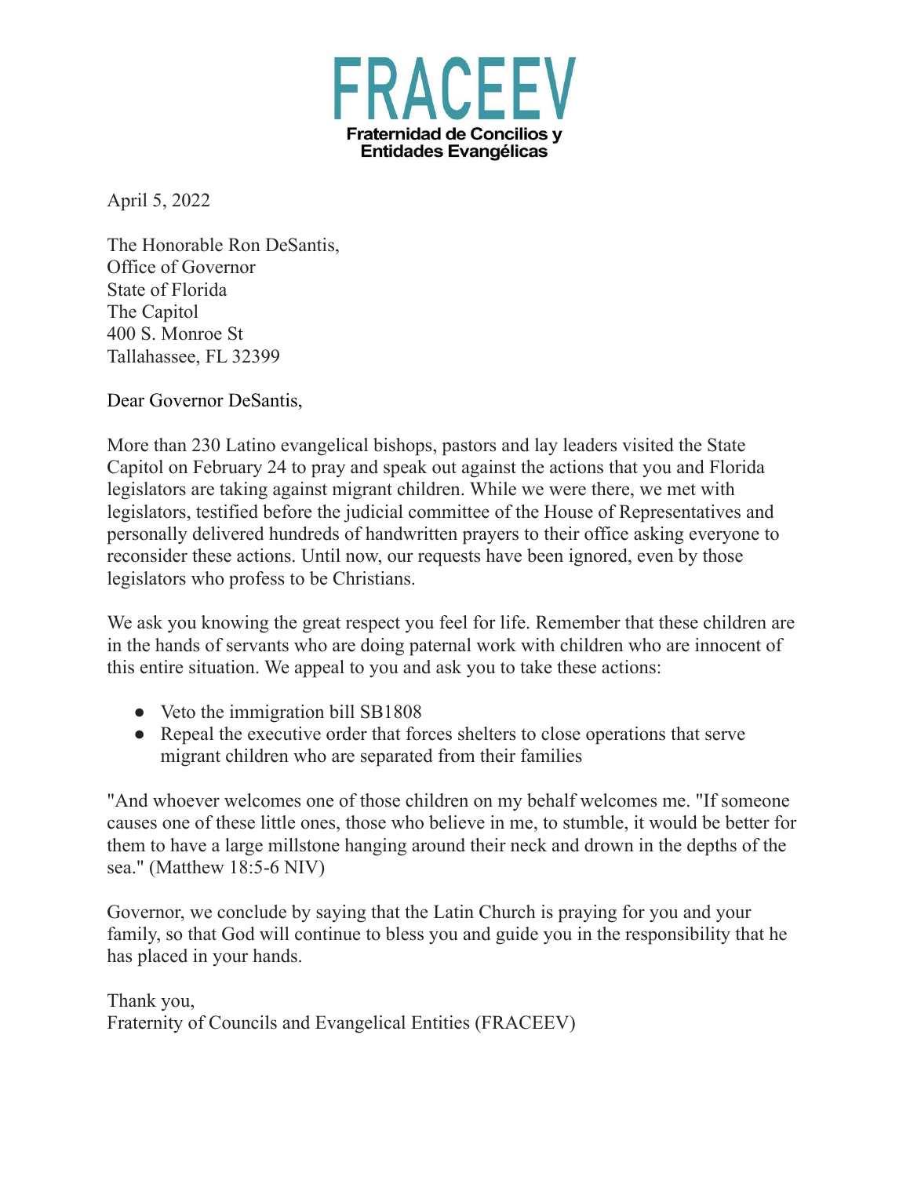# FRACEEV

**Fraternidad de Concilios y Entidades Evangélicas**

April 5, 2022

The Honorable Ron DeSantis,
Office of Governor
State of Florida
The Capitol
400 S. Monroe St
Tallahassee, FL 32399

Dear Governor DeSantis,

More than 230 Latino evangelical bishops, pastors and lay leaders visited the State Capitol on February 24 to pray and speak out against the actions that you and Florida legislators are taking against migrant children. While we were there, we met with legislators, testified before the judicial committee of the House of Representatives and personally delivered hundreds of handwritten prayers to their office asking everyone to reconsider these actions. Until now, our requests have been ignored, even by those legislators who profess to be Christians.

We ask you knowing the great respect you feel for life. Remember that these children are in the hands of servants who are doing paternal work with children who are innocent of this entire situation. We appeal to you and ask you to take these actions:

- Veto the immigration bill SB1808
- Repeal the executive order that forces shelters to close operations that serve migrant children who are separated from their families

"And whoever welcomes one of those children on my behalf welcomes me. "If someone causes one of these little ones, those who believe in me, to stumble, it would be better for them to have a large millstone hanging around their neck and drown in the depths of the sea." (Matthew 18:5-6 NIV)

Governor, we conclude by saying that the Latin Church is praying for you and your family, so that God will continue to bless you and guide you in the responsibility that he has placed in your hands.

Thank you,
Fraternity of Councils and Evangelical Entities (FRACEEV)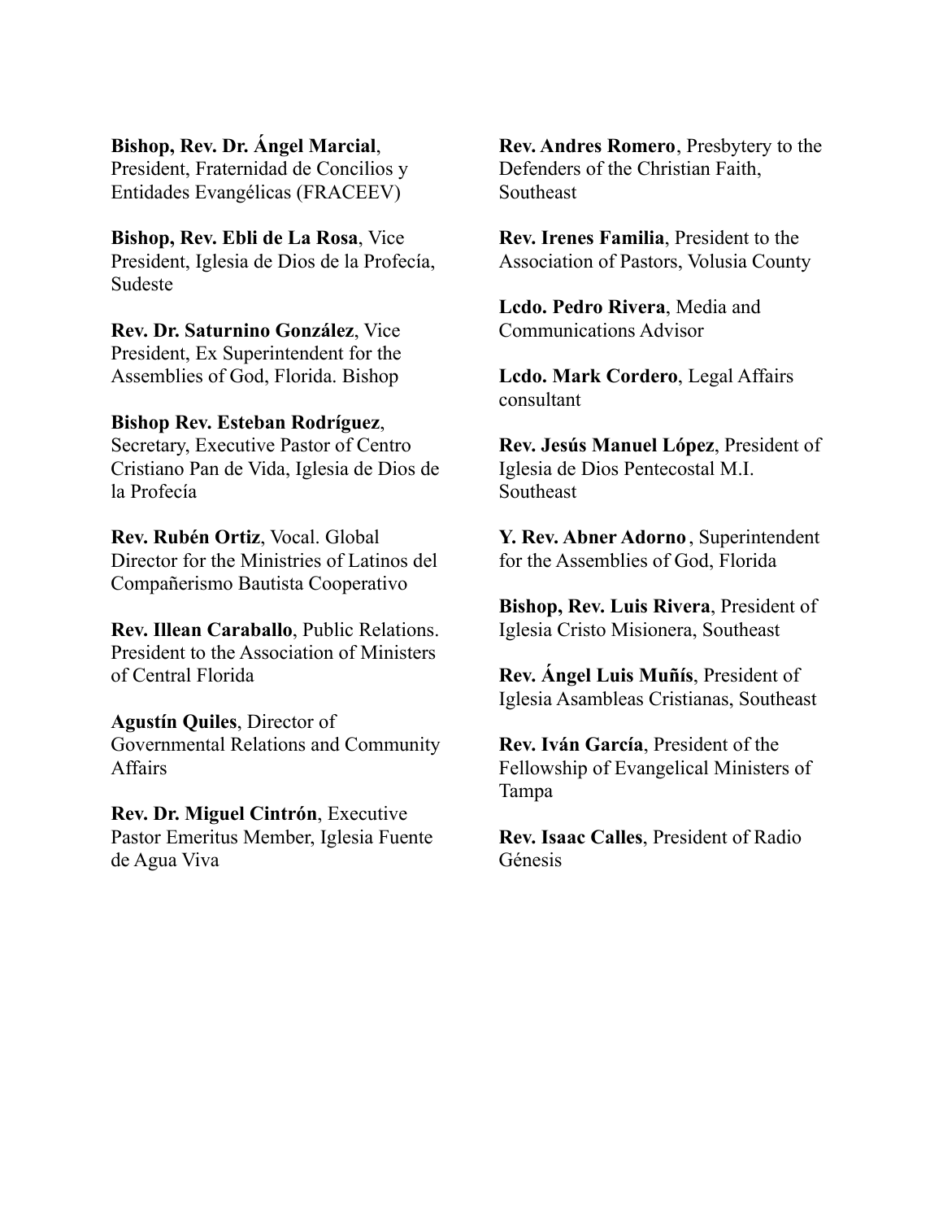**Bishop, Rev. Dr. Ángel Marcial**, President, Fraternidad de Concilios y Entidades Evangélicas (FRACEEV)

**Bishop, Rev. Ebli de La Rosa**, Vice President, Iglesia de Dios de la Profecía, Sudeste

**Rev. Dr. Saturnino González**, Vice President, Ex Superintendent for the Assemblies of God, Florida. Bishop

**Bishop Rev. Esteban Rodríguez**, Secretary, Executive Pastor of Centro Cristiano Pan de Vida, Iglesia de Dios de la Profecía

**Rev. Rubén Ortiz**, Vocal. Global Director for the Ministries of Latinos del Compañerismo Bautista Cooperativo

**Rev. Illean Caraballo**, Public Relations. President to the Association of Ministers of Central Florida

**Agustín Quiles**, Director of Governmental Relations and Community Affairs

**Rev. Dr. Miguel Cintrón**, Executive Pastor Emeritus Member, Iglesia Fuente de Agua Viva

**Rev. Andres Romero**, Presbytery to the Defenders of the Christian Faith, Southeast

**Rev. Irenes Familia**, President to the Association of Pastors, Volusia County

**Lcdo. Pedro Rivera**, Media and Communications Advisor

**Lcdo. Mark Cordero**, Legal Affairs consultant

**Rev. Jesús Manuel López**, President of Iglesia de Dios Pentecostal M.I. Southeast

**Y. Rev. Abner Adorno** , Superintendent for the Assemblies of God, Florida

**Bishop, Rev. Luis Rivera**, President of Iglesia Cristo Misionera, Southeast

**Rev. Ángel Luis Muñís**, President of Iglesia Asambleas Cristianas, Southeast

**Rev. Iván García**, President of the Fellowship of Evangelical Ministers of Tampa

**Rev. Isaac Calles**, President of Radio Génesis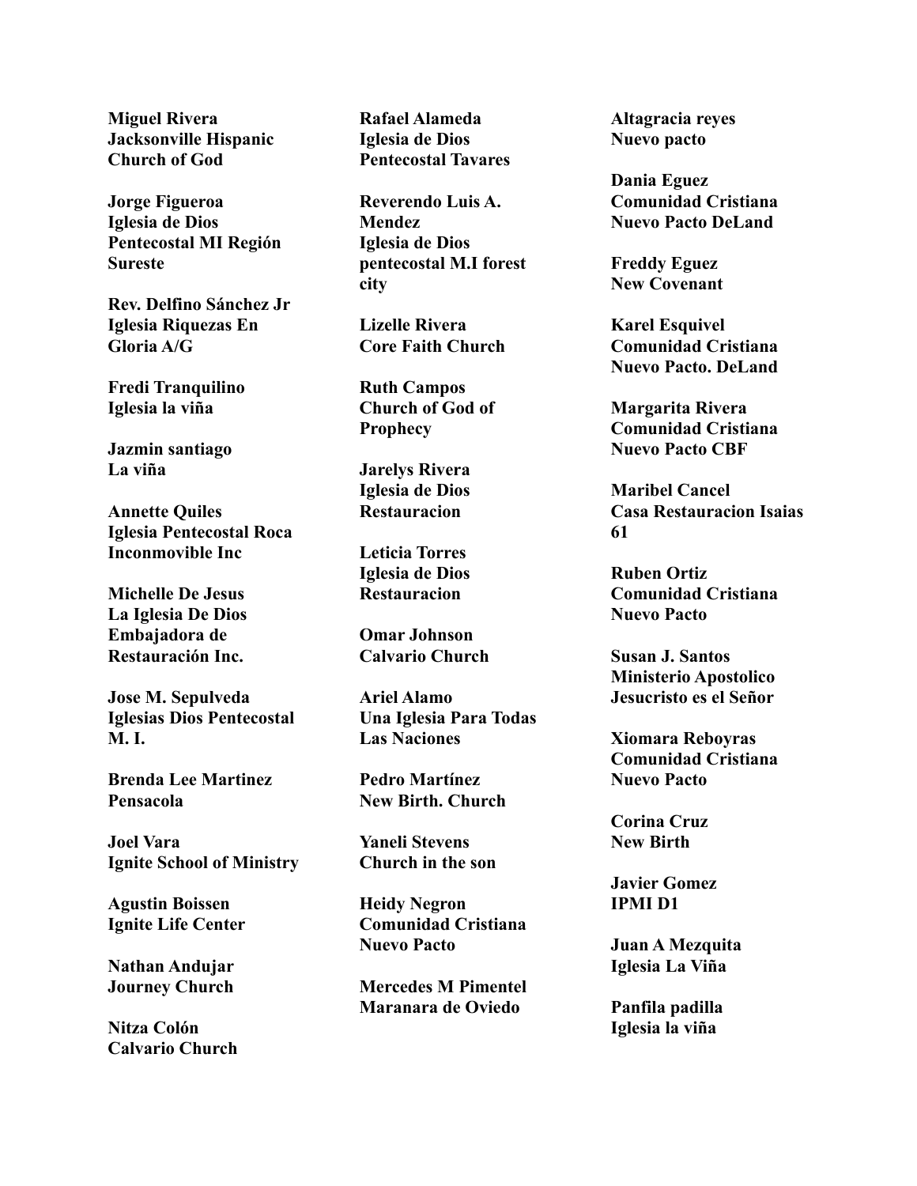**Miguel Rivera**
**Jacksonville Hispanic Church of God**

**Jorge Figueroa**
**Iglesia de Dios Pentecostal MI Región Sureste**

**Rev. Delfino Sánchez Jr**
**Iglesia Riquezas En Gloria A/G**

**Fredi Tranquilino**
**Iglesia la viña**

**Jazmin santiago**
**La viña**

**Annette Quiles**
**Iglesia Pentecostal Roca Inconmovible Inc**

**Michelle De Jesus**
**La Iglesia De Dios Embajadora de Restauración Inc.**

**Jose M. Sepulveda**
**Iglesias Dios Pentecostal M. I.**

**Brenda Lee Martinez**
**Pensacola**

**Joel Vara**
**Ignite School of Ministry**

**Agustin Boissen**
**Ignite Life Center**

**Nathan Andujar**
**Journey Church**

**Nitza Colón**
**Calvario Church**

**Rafael Alameda**
**Iglesia de Dios Pentecostal Tavares**

**Reverendo Luis A. Mendez**
**Iglesia de Dios pentecostal M.I forest city**

**Lizelle Rivera**
**Core Faith Church**

**Ruth Campos**
**Church of God of Prophecy**

**Jarelys Rivera**
**Iglesia de Dios Restauracion**

**Leticia Torres**
**Iglesia de Dios Restauracion**

**Omar Johnson**
**Calvario Church**

**Ariel Alamo**
**Una Iglesia Para Todas Las Naciones**

**Pedro Martínez**
**New Birth. Church**

**Yaneli Stevens**
**Church in the son**

**Heidy Negron**
**Comunidad Cristiana Nuevo Pacto**

**Mercedes M Pimentel**
**Maranara de Oviedo**

**Altagracia reyes**
**Nuevo pacto**

**Dania Eguez**
**Comunidad Cristiana Nuevo Pacto DeLand**

**Freddy Eguez**
**New Covenant**

**Karel Esquivel**
**Comunidad Cristiana Nuevo Pacto. DeLand**

**Margarita Rivera**
**Comunidad Cristiana Nuevo Pacto CBF**

**Maribel Cancel**
**Casa Restauracion Isaias 61**

**Ruben Ortiz**
**Comunidad Cristiana Nuevo Pacto**

**Susan J. Santos**
**Ministerio Apostolico Jesucristo es el Señor**

**Xiomara Reboyras**
**Comunidad Cristiana Nuevo Pacto**

**Corina Cruz**
**New Birth**

**Javier Gomez**
**IPMI D1**

**Juan A Mezquita**
**Iglesia La Viña**

**Panfila padilla**
**Iglesia la viña**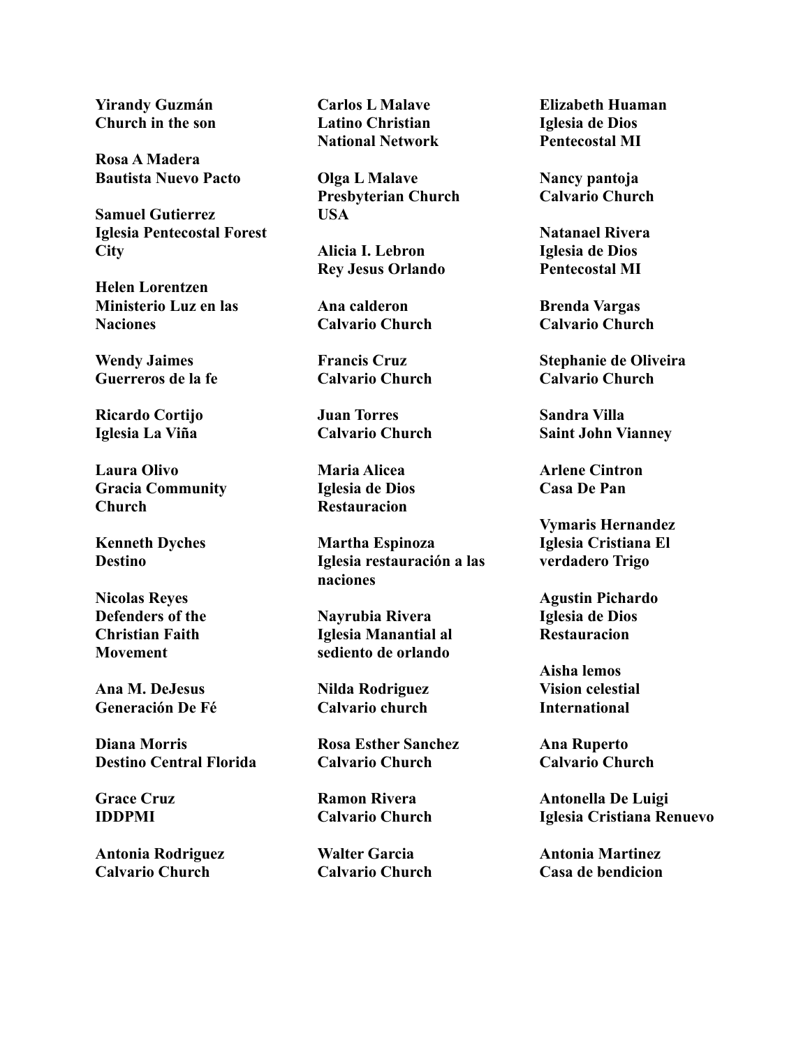**Yirandy Guzmán**
**Church in the son**

**Rosa A Madera**
**Bautista Nuevo Pacto**

**Samuel Gutierrez**
**Iglesia Pentecostal Forest City**

**Helen Lorentzen**
**Ministerio Luz en las Naciones**

**Wendy Jaimes**
**Guerreros de la fe**

**Ricardo Cortijo**
**Iglesia La Viña**

**Laura Olivo**
**Gracia Community Church**

**Kenneth Dyches**
**Destino**

**Nicolas Reyes**
**Defenders of the Christian Faith Movement**

**Ana M. DeJesus**
**Generación De Fé**

**Diana Morris**
**Destino Central Florida**

**Grace Cruz**
**IDDPMI**

**Antonia Rodriguez**
**Calvario Church**

**Carlos L Malave**
**Latino Christian National Network**

**Olga L Malave**
**Presbyterian Church USA**

**Alicia I. Lebron**
**Rey Jesus Orlando**

**Ana calderon**
**Calvario Church**

**Francis Cruz**
**Calvario Church**

**Juan Torres**
**Calvario Church**

**Maria Alicea**
**Iglesia de Dios Restauracion**

**Martha Espinoza**
**Iglesia restauración a las naciones**

**Nayrubia Rivera**
**Iglesia Manantial al sediento de orlando**

**Nilda Rodriguez**
**Calvario church**

**Rosa Esther Sanchez**
**Calvario Church**

**Ramon Rivera**
**Calvario Church**

**Walter Garcia**
**Calvario Church**

**Elizabeth Huaman**
**Iglesia de Dios Pentecostal MI**

**Nancy pantoja**
**Calvario Church**

**Natanael Rivera**
**Iglesia de Dios Pentecostal MI**

**Brenda Vargas**
**Calvario Church**

**Stephanie de Oliveira**
**Calvario Church**

**Sandra Villa**
**Saint John Vianney**

**Arlene Cintron**
**Casa De Pan**

**Vymaris Hernandez**
**Iglesia Cristiana El verdadero Trigo**

**Agustin Pichardo**
**Iglesia de Dios Restauracion**

**Aisha lemos**
**Vision celestial International**

**Ana Ruperto**
**Calvario Church**

**Antonella De Luigi**
**Iglesia Cristiana Renuevo**

**Antonia Martinez**
**Casa de bendicion**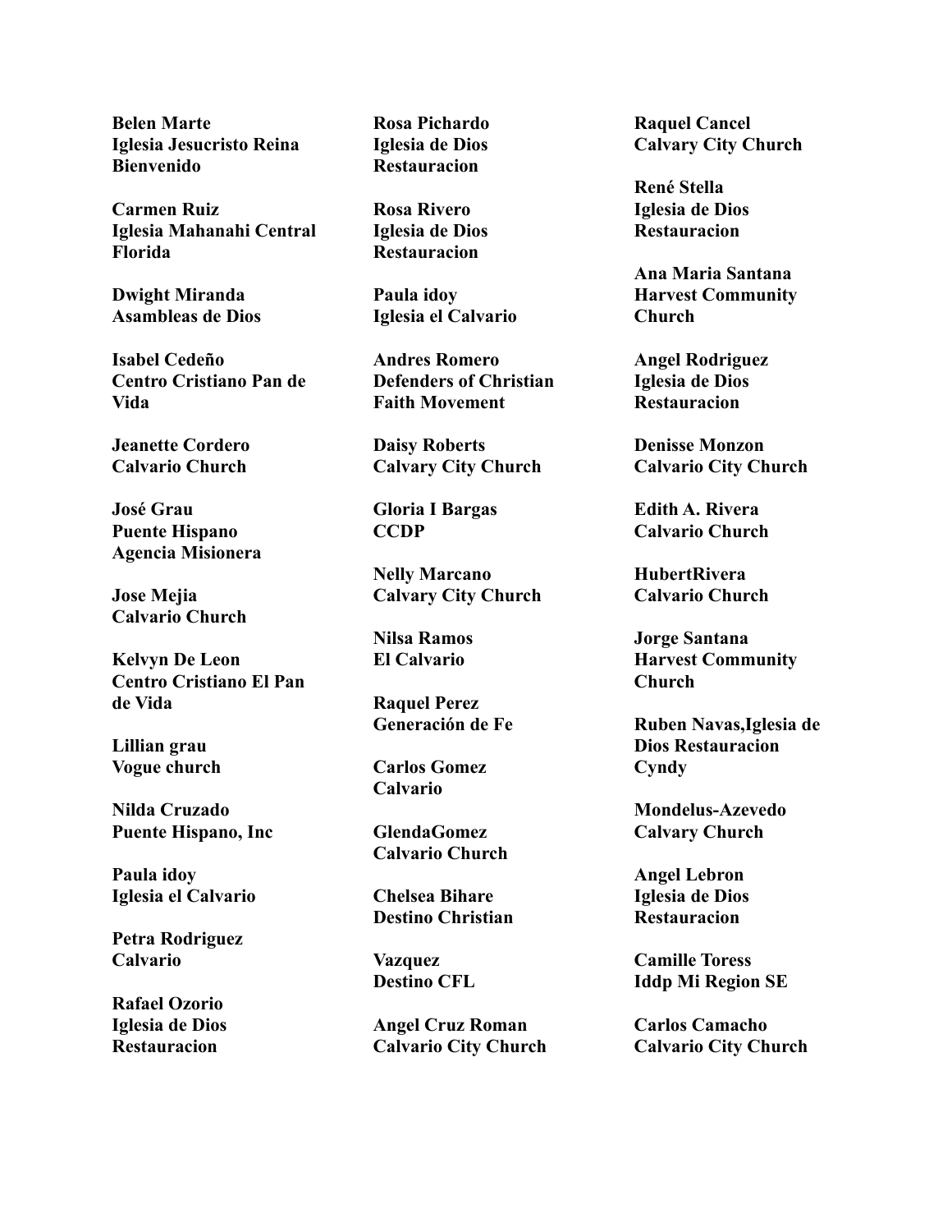**Belen Marte**
**Iglesia Jesucristo Reina Bienvenido**

**Carmen Ruiz**
**Iglesia Mahanahi Central Florida**

**Dwight Miranda**
**Asambleas de Dios**

**Isabel Cedeño**
**Centro Cristiano Pan de Vida**

**Jeanette Cordero**
**Calvario Church**

**José Grau**
**Puente Hispano Agencia Misionera**

**Jose Mejia**
**Calvario Church**

**Kelvyn De Leon**
**Centro Cristiano El Pan de Vida**

**Lillian grau**
**Vogue church**

**Nilda Cruzado**
**Puente Hispano, Inc**

**Paula idoy**
**Iglesia el Calvario**

**Petra Rodriguez**
**Calvario**

**Rafael Ozorio**
**Iglesia de Dios Restauracion**

**Rosa Pichardo**
**Iglesia de Dios Restauracion**

**Rosa Rivero**
**Iglesia de Dios Restauracion**

**Paula idoy**
**Iglesia el Calvario**

**Andres Romero**
**Defenders of Christian Faith Movement**

**Daisy Roberts**
**Calvary City Church**

**Gloria I Bargas**
**CCDP**

**Nelly Marcano**
**Calvary City Church**

**Nilsa Ramos**
**El Calvario**

**Raquel Perez**
**Generación de Fe**

**Carlos Gomez**
**Calvario**

**GlendaGomez**
**Calvario Church**

**Chelsea Bihare**
**Destino Christian**

**Vazquez**
**Destino CFL**

**Angel Cruz Roman**
**Calvario City Church**

**Raquel Cancel**
**Calvary City Church**

**René Stella**
**Iglesia de Dios Restauracion**

**Ana Maria Santana**
**Harvest Community Church**

**Angel Rodriguez**
**Iglesia de Dios Restauracion**

**Denisse Monzon**
**Calvario City Church**

**Edith A. Rivera**
**Calvario Church**

**HubertRivera**
**Calvario Church**

**Jorge Santana**
**Harvest Community Church**

**Ruben Navas,Iglesia de Dios Restauracion**

**Cyndy**
**Mondelus-Azevedo**
**Calvary Church**

**Angel Lebron**
**Iglesia de Dios Restauracion**

**Camille Toress**
**Iddp Mi Region SE**

**Carlos Camacho**
**Calvario City Church**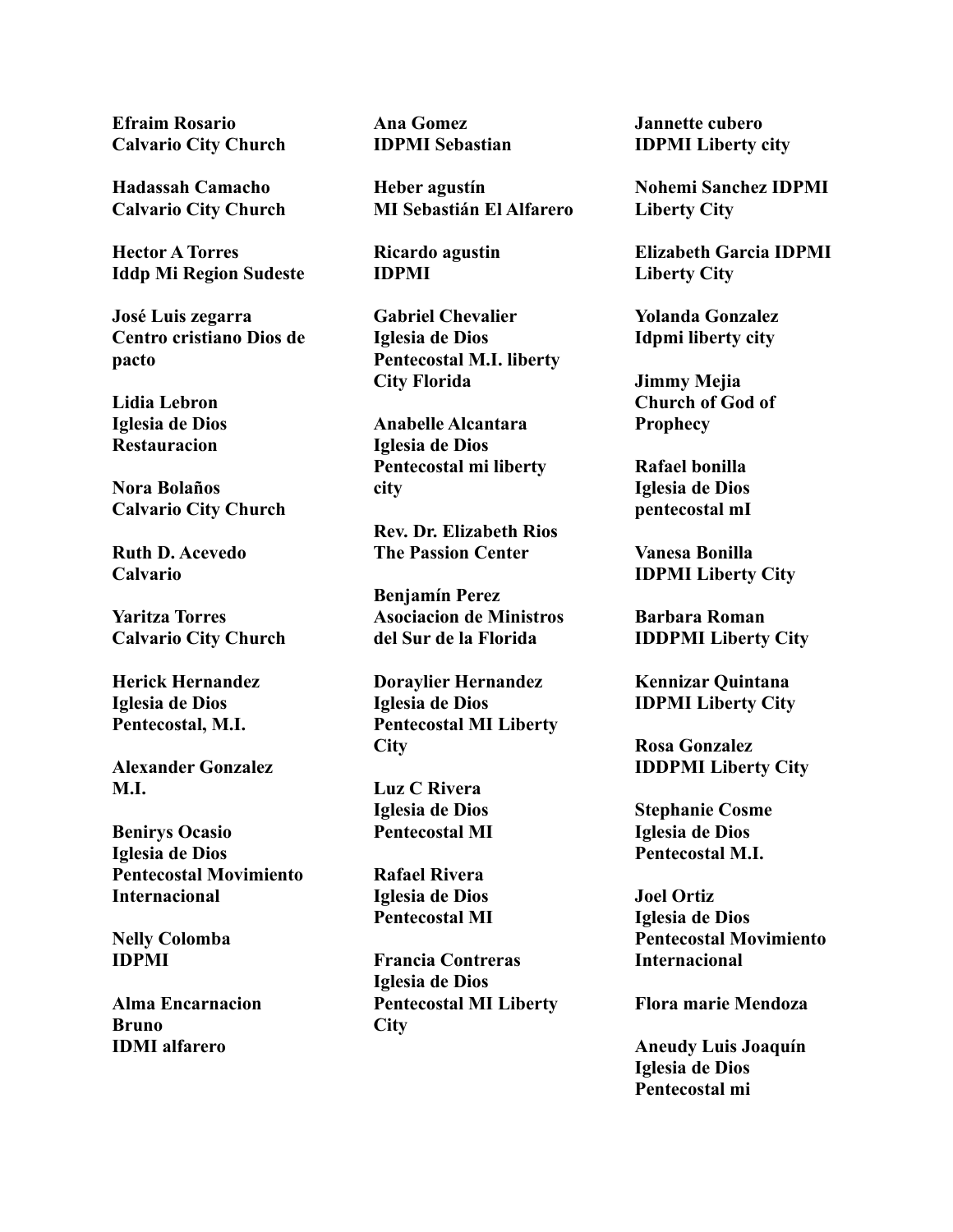**Efraim Rosario**
**Calvario City Church**

**Hadassah Camacho**
**Calvario City Church**

**Hector A Torres**
**Iddp Mi Region Sudeste**

**José Luis zegarra**
**Centro cristiano Dios de pacto**

**Lidia Lebron**
**Iglesia de Dios Restauracion**

**Nora Bolaños**
**Calvario City Church**

**Ruth D. Acevedo**
**Calvario**

**Yaritza Torres**
**Calvario City Church**

**Herick Hernandez**
**Iglesia de Dios Pentecostal, M.I.**

**Alexander Gonzalez**
**M.I.**

**Benirys Ocasio**
**Iglesia de Dios Pentecostal Movimiento Internacional**

**Nelly Colomba**
**IDPMI**

**Alma Encarnacion Bruno**
**IDMI alfarero**

**Ana Gomez**
**IDPMI Sebastian**

**Heber agustín**
**MI Sebastián El Alfarero**

**Ricardo agustin**
**IDPMI**

**Gabriel Chevalier**
**Iglesia de Dios Pentecostal M.I. liberty City Florida**

**Anabelle Alcantara**
**Iglesia de Dios Pentecostal mi liberty city**

**Rev. Dr. Elizabeth Rios**
**The Passion Center**

**Benjamín Perez**
**Asociacion de Ministros del Sur de la Florida**

**Doraylier Hernandez**
**Iglesia de Dios Pentecostal MI Liberty City**

**Luz C Rivera**
**Iglesia de Dios Pentecostal MI**

**Rafael Rivera**
**Iglesia de Dios Pentecostal MI**

**Francia Contreras**
**Iglesia de Dios Pentecostal MI Liberty City**

**Jannette cubero**
**IDPMI Liberty city**

**Nohemi Sanchez IDPMI Liberty City**

**Elizabeth Garcia IDPMI Liberty City**

**Yolanda Gonzalez**
**Idpmi liberty city**

**Jimmy Mejia**
**Church of God of Prophecy**

**Rafael bonilla**
**Iglesia de Dios pentecostal mI**

**Vanesa Bonilla**
**IDPMI Liberty City**

**Barbara Roman**
**IDDPMI Liberty City**

**Kennizar Quintana**
**IDPMI Liberty City**

**Rosa Gonzalez**
**IDDPMI Liberty City**

**Stephanie Cosme**
**Iglesia de Dios Pentecostal M.I.**

**Joel Ortiz**
**Iglesia de Dios Pentecostal Movimiento Internacional**

**Flora marie Mendoza**

**Aneudy Luis Joaquín**
**Iglesia de Dios Pentecostal mi**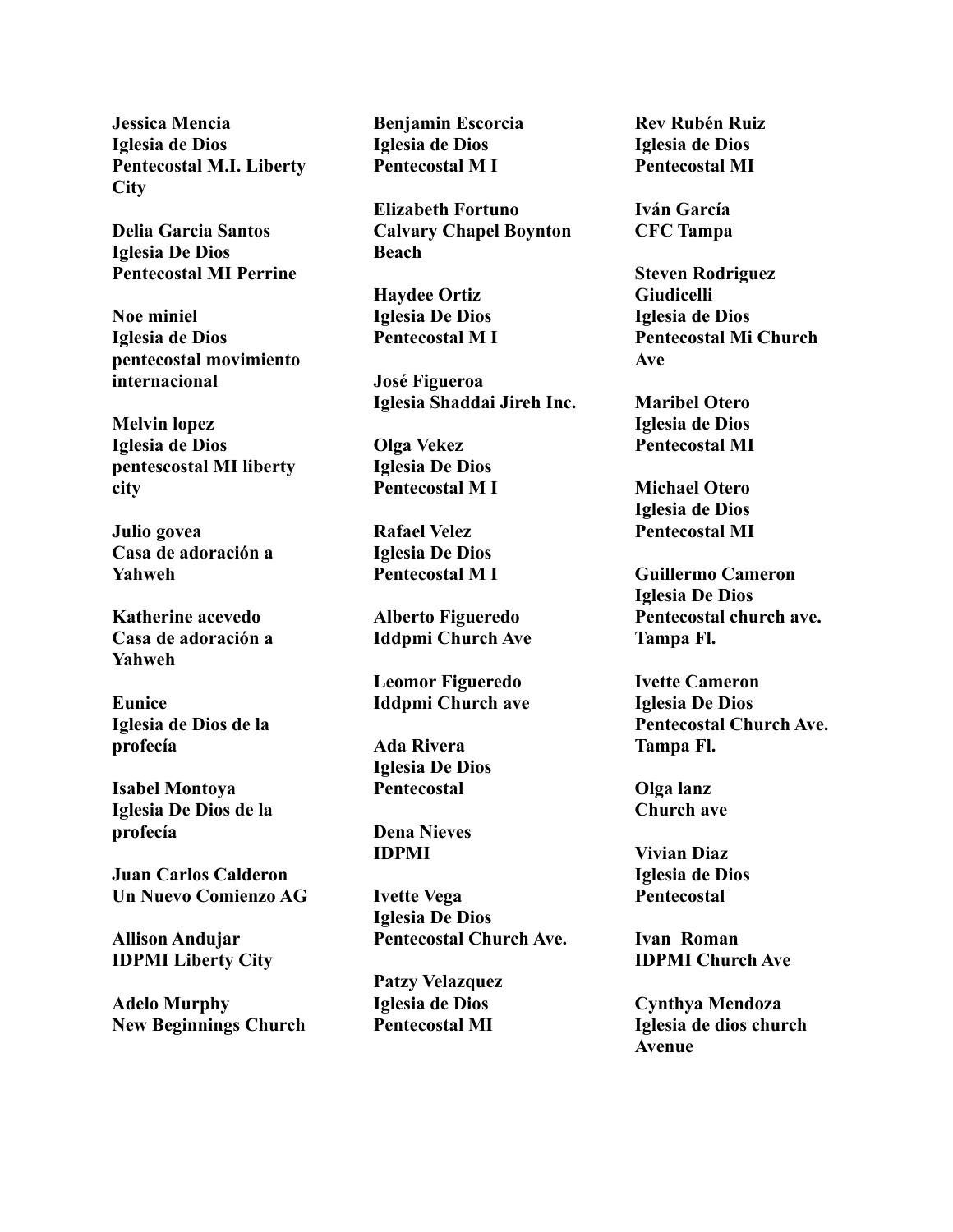**Jessica Mencia**
**Iglesia de Dios**
**Pentecostal M.I. Liberty City**

**Delia Garcia Santos**
**Iglesia De Dios**
**Pentecostal MI Perrine**

**Noe miniel**
**Iglesia de Dios**
**pentecostal movimiento internacional**

**Melvin lopez**
**Iglesia de Dios**
**pentescostal MI liberty city**

**Julio govea**
**Casa de adoración a Yahweh**

**Katherine acevedo**
**Casa de adoración a Yahweh**

**Eunice**
**Iglesia de Dios de la profecía**

**Isabel Montoya**
**Iglesia De Dios de la profecía**

**Juan Carlos Calderon**
**Un Nuevo Comienzo AG**

**Allison Andujar**
**IDPMI Liberty City**

**Adelo Murphy**
**New Beginnings Church**

**Benjamin Escorcia**
**Iglesia de Dios**
**Pentecostal M I**

**Elizabeth Fortuno**
**Calvary Chapel Boynton Beach**

**Haydee Ortiz**
**Iglesia De Dios**
**Pentecostal M I**

**José Figueroa**
**Iglesia Shaddai Jireh Inc.**

**Olga Vekez**
**Iglesia De Dios**
**Pentecostal M I**

**Rafael Velez**
**Iglesia De Dios**
**Pentecostal M I**

**Alberto Figueredo**
**Iddpmi Church Ave**

**Leomor Figueredo**
**Iddpmi Church ave**

**Ada Rivera**
**Iglesia De Dios**
**Pentecostal**

**Dena Nieves**
**IDPMI**

**Ivette Vega**
**Iglesia De Dios**
**Pentecostal Church Ave.**

**Patzy Velazquez**
**Iglesia de Dios**
**Pentecostal MI**

**Rev Rubén Ruiz**
**Iglesia de Dios**
**Pentecostal MI**

**Iván García**
**CFC Tampa**

**Steven Rodriguez Giudicelli**
**Iglesia de Dios**
**Pentecostal Mi Church Ave**

**Maribel Otero**
**Iglesia de Dios**
**Pentecostal MI**

**Michael Otero**
**Iglesia de Dios**
**Pentecostal MI**

**Guillermo Cameron**
**Iglesia De Dios**
**Pentecostal church ave. Tampa Fl.**

**Ivette Cameron**
**Iglesia De Dios**
**Pentecostal Church Ave. Tampa Fl.**

**Olga lanz**
**Church ave**

**Vivian Diaz**
**Iglesia de Dios**
**Pentecostal**

**Ivan Roman**
**IDPMI Church Ave**

**Cynthya Mendoza**
**Iglesia de dios church Avenue**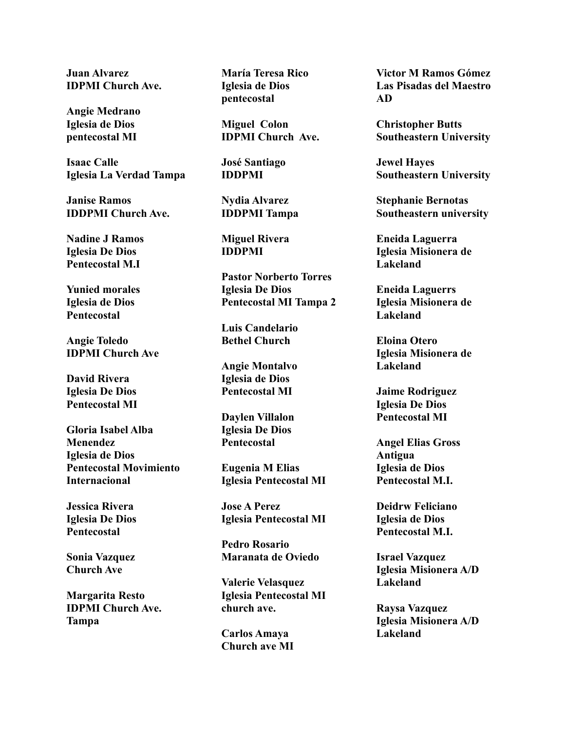**Juan Alvarez**
**IDPMI Church Ave.**

**Angie Medrano**
**Iglesia de Dios pentecostal MI**

**Isaac Calle**
**Iglesia La Verdad Tampa**

**Janise Ramos**
**IDDPMI Church Ave.**

**Nadine J Ramos**
**Iglesia De Dios Pentecostal M.I**

**Yunied morales**
**Iglesia de Dios Pentecostal**

**Angie Toledo**
**IDPMI Church Ave**

**David Rivera**
**Iglesia De Dios Pentecostal MI**

**Gloria Isabel Alba Menendez**
**Iglesia de Dios Pentecostal Movimiento Internacional**

**Jessica Rivera**
**Iglesia De Dios Pentecostal**

**Sonia Vazquez**
**Church Ave**

**Margarita Resto**
**IDPMI Church Ave. Tampa**

**María Teresa Rico**
**Iglesia de Dios pentecostal**

**Miguel Colon**
**IDPMI Church Ave.**

**José Santiago**
**IDDPMI**

**Nydia Alvarez**
**IDDPMI Tampa**

**Miguel Rivera**
**IDDPMI**

**Pastor Norberto Torres**
**Iglesia De Dios Pentecostal MI Tampa 2**

**Luis Candelario**
**Bethel Church**

**Angie Montalvo**
**Iglesia de Dios Pentecostal MI**

**Daylen Villalon**
**Iglesia De Dios Pentecostal**

**Eugenia M Elias**
**Iglesia Pentecostal MI**

**Jose A Perez**
**Iglesia Pentecostal MI**

**Pedro Rosario**
**Maranata de Oviedo**

**Valerie Velasquez**
**Iglesia Pentecostal MI church ave.**

**Carlos Amaya**
**Church ave MI**

**Victor M Ramos Gómez**
**Las Pisadas del Maestro AD**

**Christopher Butts**
**Southeastern University**

**Jewel Hayes**
**Southeastern University**

**Stephanie Bernotas**
**Southeastern university**

**Eneida Laguerra**
**Iglesia Misionera de Lakeland**

**Eneida Laguerrs**
**Iglesia Misionera de Lakeland**

**Eloina Otero**
**Iglesia Misionera de Lakeland**

**Jaime Rodriguez**
**Iglesia De Dios Pentecostal MI**

**Angel Elias Gross Antigua**
**Iglesia de Dios Pentecostal M.I.**

**Deidrw Feliciano**
**Iglesia de Dios Pentecostal M.I.**

**Israel Vazquez**
**Iglesia Misionera A/D Lakeland**

**Raysa Vazquez**
**Iglesia Misionera A/D Lakeland**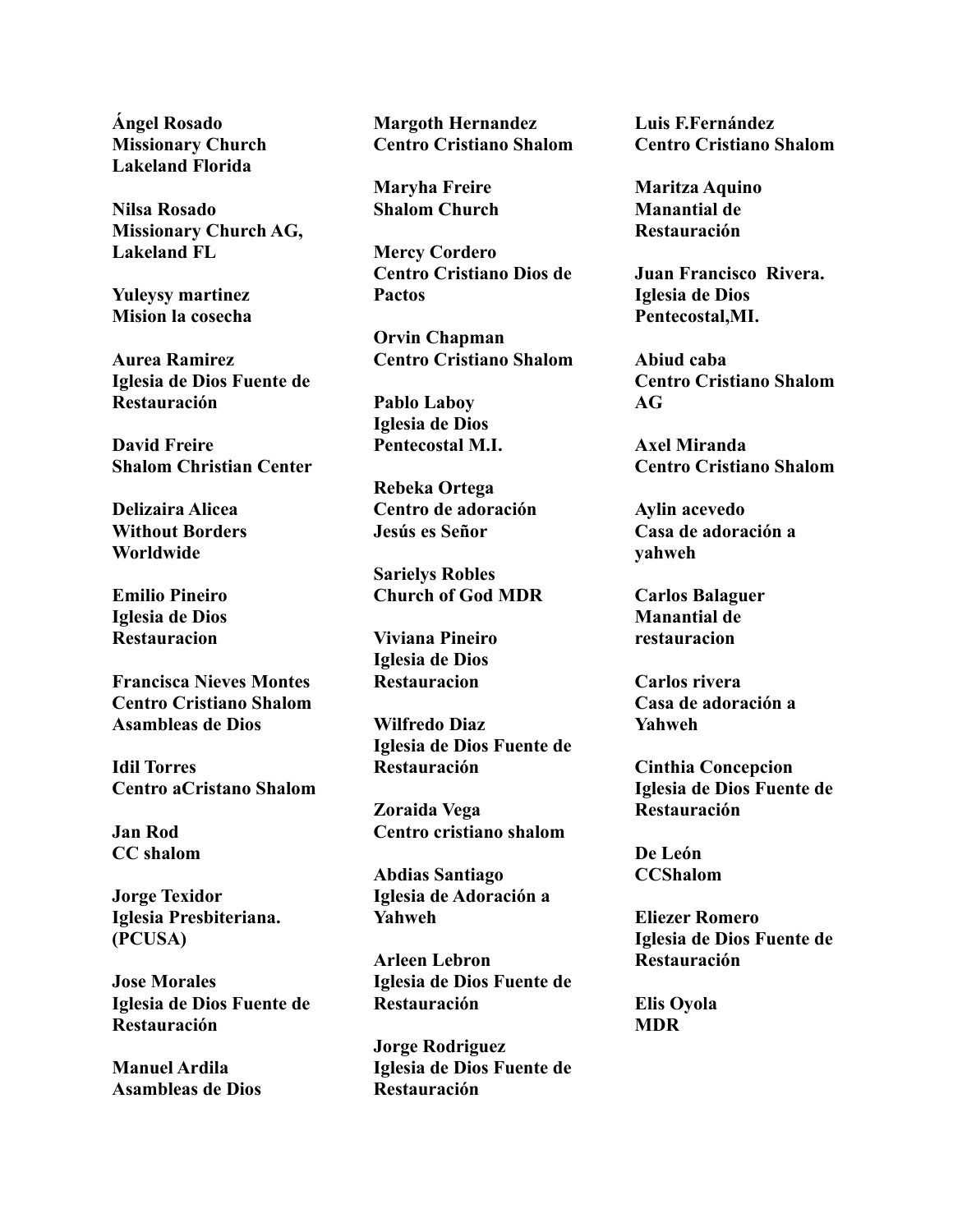**Ángel Rosado**
**Missionary Church**
**Lakeland Florida**

**Nilsa Rosado**
**Missionary Church AG,**
**Lakeland FL**

**Yuleysy martinez**
**Mision la cosecha**

**Aurea Ramirez**
**Iglesia de Dios Fuente de Restauración**

**David Freire**
**Shalom Christian Center**

**Delizaira Alicea**
**Without Borders Worldwide**

**Emilio Pineiro**
**Iglesia de Dios Restauracion**

**Francisca Nieves Montes**
**Centro Cristiano Shalom Asambleas de Dios**

**Idil Torres**
**Centro aCristano Shalom**

**Jan Rod**
**CC shalom**

**Jorge Texidor**
**Iglesia Presbiteriana. (PCUSA)**

**Jose Morales**
**Iglesia de Dios Fuente de Restauración**

**Manuel Ardila**
**Asambleas de Dios**

**Margoth Hernandez**
**Centro Cristiano Shalom**

**Maryha Freire**
**Shalom Church**

**Mercy Cordero**
**Centro Cristiano Dios de Pactos**

**Orvin Chapman**
**Centro Cristiano Shalom**

**Pablo Laboy**
**Iglesia de Dios Pentecostal M.I.**

**Rebeka Ortega**
**Centro de adoración Jesús es Señor**

**Sarielys Robles**
**Church of God MDR**

**Viviana Pineiro**
**Iglesia de Dios Restauracion**

**Wilfredo Diaz**
**Iglesia de Dios Fuente de Restauración**

**Zoraida Vega**
**Centro cristiano shalom**

**Abdias Santiago**
**Iglesia de Adoración a Yahweh**

**Arleen Lebron**
**Iglesia de Dios Fuente de Restauración**

**Jorge Rodriguez**
**Iglesia de Dios Fuente de Restauración**

**Luis F.Fernández**
**Centro Cristiano Shalom**

**Maritza Aquino**
**Manantial de Restauración**

**Juan Francisco Rivera.**
**Iglesia de Dios Pentecostal,MI.**

**Abiud caba**
**Centro Cristiano Shalom AG**

**Axel Miranda**
**Centro Cristiano Shalom**

**Aylin acevedo**
**Casa de adoración a yahweh**

**Carlos Balaguer**
**Manantial de restauracion**

**Carlos rivera**
**Casa de adoración a Yahweh**

**Cinthia Concepcion**
**Iglesia de Dios Fuente de Restauración**

**De León**
**CCShalom**

**Eliezer Romero**
**Iglesia de Dios Fuente de Restauración**

**Elis Oyola**
**MDR**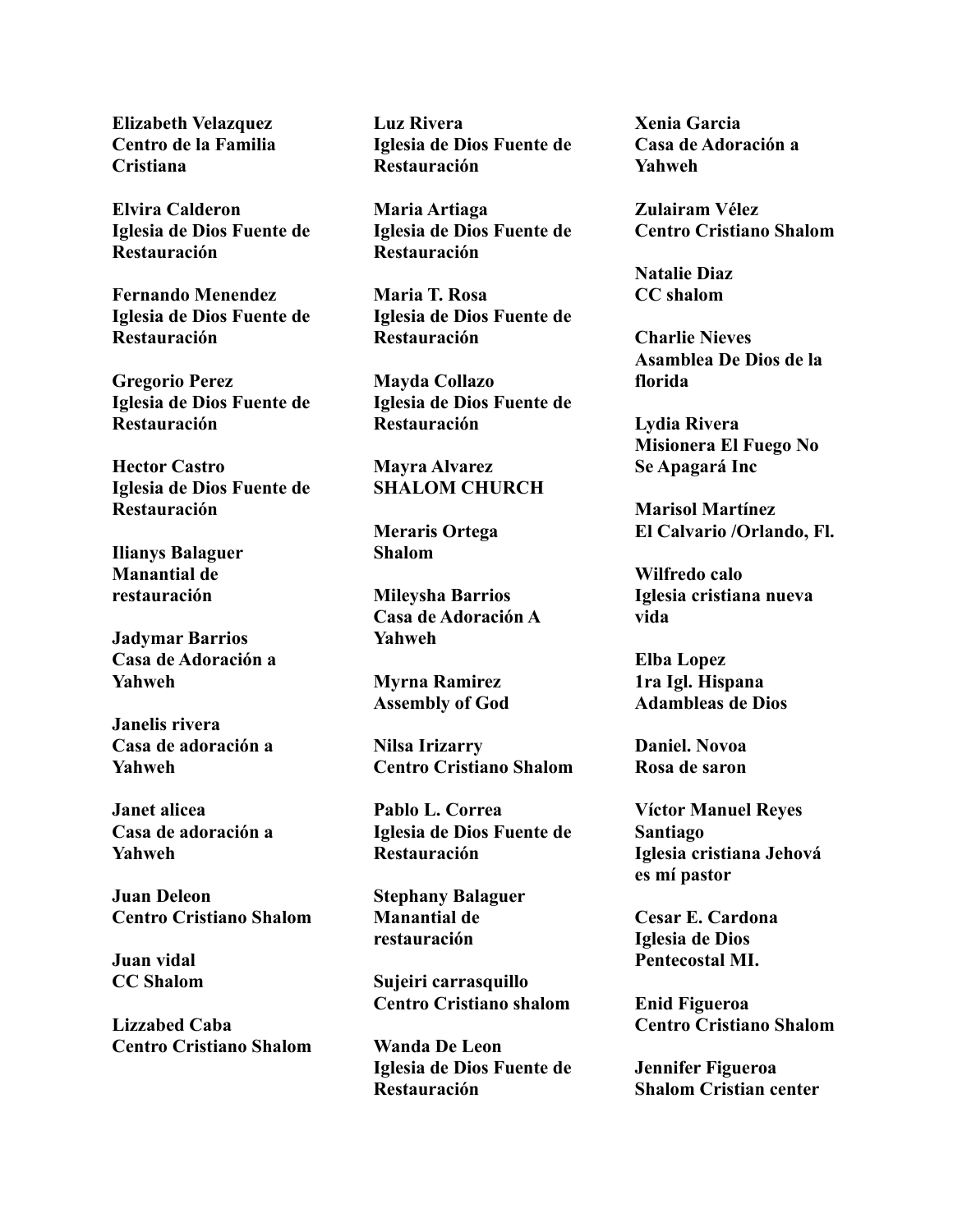**Elizabeth Velazquez**
**Centro de la Familia Cristiana**

**Elvira Calderon**
**Iglesia de Dios Fuente de Restauración**

**Fernando Menendez**
**Iglesia de Dios Fuente de Restauración**

**Gregorio Perez**
**Iglesia de Dios Fuente de Restauración**

**Hector Castro**
**Iglesia de Dios Fuente de Restauración**

**Ilianys Balaguer**
**Manantial de restauración**

**Jadymar Barrios**
**Casa de Adoración a Yahweh**

**Janelis rivera**
**Casa de adoración a Yahweh**

**Janet alicea**
**Casa de adoración a Yahweh**

**Juan Deleon**
**Centro Cristiano Shalom**

**Juan vidal**
**CC Shalom**

**Lizzabed Caba**
**Centro Cristiano Shalom**

**Luz Rivera**
**Iglesia de Dios Fuente de Restauración**

**Maria Artiaga**
**Iglesia de Dios Fuente de Restauración**

**Maria T. Rosa**
**Iglesia de Dios Fuente de Restauración**

**Mayda Collazo**
**Iglesia de Dios Fuente de Restauración**

**Mayra Alvarez**
**SHALOM CHURCH**

**Meraris Ortega**
**Shalom**

**Mileysha Barrios**
**Casa de Adoración A Yahweh**

**Myrna Ramirez**
**Assembly of God**

**Nilsa Irizarry**
**Centro Cristiano Shalom**

**Pablo L. Correa**
**Iglesia de Dios Fuente de Restauración**

**Stephany Balaguer**
**Manantial de restauración**

**Sujeiri carrasquillo**
**Centro Cristiano shalom**

**Wanda De Leon**
**Iglesia de Dios Fuente de Restauración**

**Xenia Garcia**
**Casa de Adoración a Yahweh**

**Zulairam Vélez**
**Centro Cristiano Shalom**

**Natalie Diaz**
**CC shalom**

**Charlie Nieves**
**Asamblea De Dios de la florida**

**Lydia Rivera**
**Misionera El Fuego No Se Apagará Inc**

**Marisol Martínez**
**El Calvario /Orlando, Fl.**

**Wilfredo calo**
**Iglesia cristiana nueva vida**

**Elba Lopez**
**1ra Igl. Hispana Adambleas de Dios**

**Daniel. Novoa**
**Rosa de saron**

**Víctor Manuel Reyes Santiago**
**Iglesia cristiana Jehová es mí pastor**

**Cesar E. Cardona**
**Iglesia de Dios Pentecostal MI.**

**Enid Figueroa**
**Centro Cristiano Shalom**

**Jennifer Figueroa**
**Shalom Cristian center**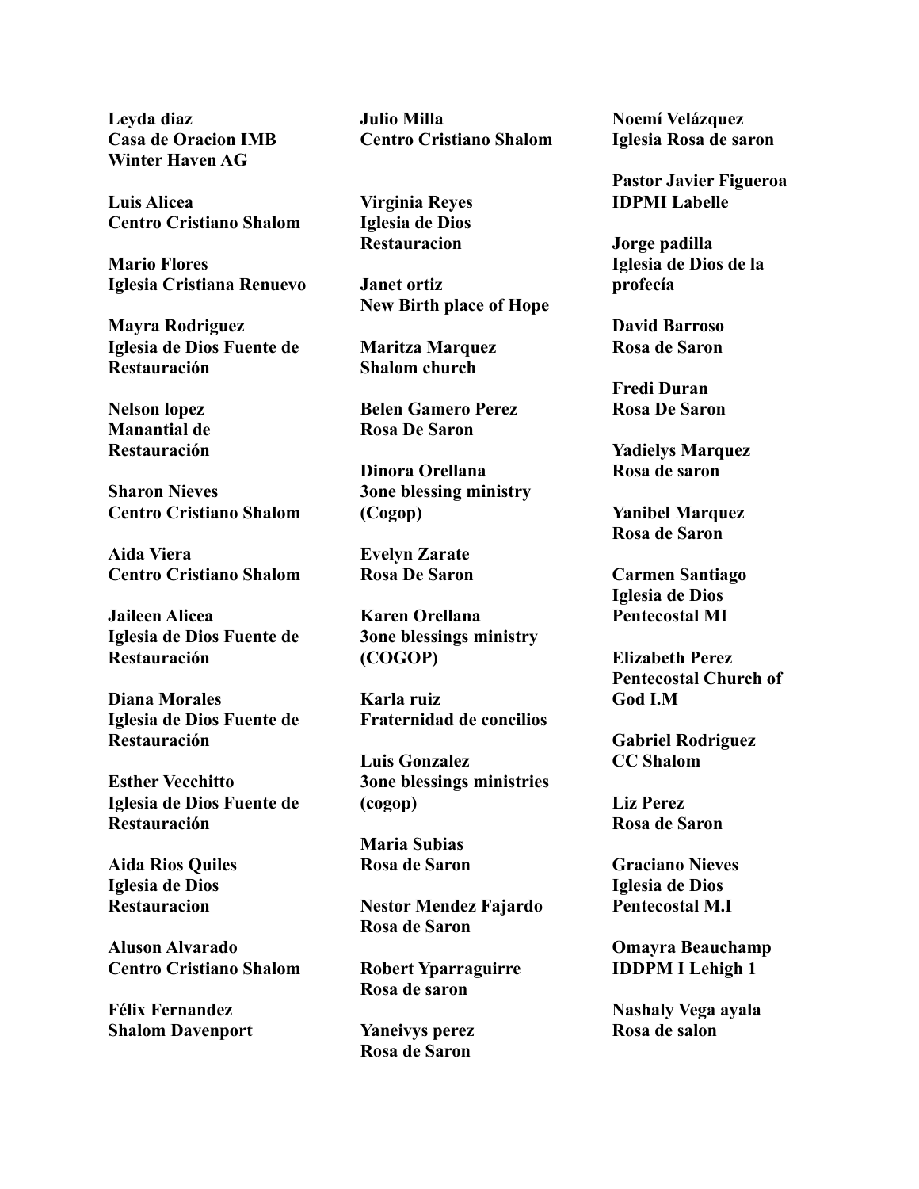**Leyda diaz**
**Casa de Oracion IMB**
**Winter Haven AG**

**Luis Alicea**
**Centro Cristiano Shalom**

**Mario Flores**
**Iglesia Cristiana Renuevo**

**Mayra Rodriguez**
**Iglesia de Dios Fuente de Restauración**

**Nelson lopez**
**Manantial de Restauración**

**Sharon Nieves**
**Centro Cristiano Shalom**

**Aida Viera**
**Centro Cristiano Shalom**

**Jaileen Alicea**
**Iglesia de Dios Fuente de Restauración**

**Diana Morales**
**Iglesia de Dios Fuente de Restauración**

**Esther Vecchitto**
**Iglesia de Dios Fuente de Restauración**

**Aida Rios Quiles**
**Iglesia de Dios Restauracion**

**Aluson Alvarado**
**Centro Cristiano Shalom**

**Félix Fernandez**
**Shalom Davenport**

**Julio Milla**
**Centro Cristiano Shalom**

**Virginia Reyes**
**Iglesia de Dios Restauracion**

**Janet ortiz**
**New Birth place of Hope**

**Maritza Marquez**
**Shalom church**

**Belen Gamero Perez**
**Rosa De Saron**

**Dinora Orellana**
**3one blessing ministry (Cogop)**

**Evelyn Zarate**
**Rosa De Saron**

**Karen Orellana**
**3one blessings ministry (COGOP)**

**Karla ruiz**
**Fraternidad de concilios**

**Luis Gonzalez**
**3one blessings ministries (cogop)**

**Maria Subias**
**Rosa de Saron**

**Nestor Mendez Fajardo**
**Rosa de Saron**

**Robert Yparraguirre**
**Rosa de saron**

**Yaneivys perez**
**Rosa de Saron**

**Noemí Velázquez**
**Iglesia Rosa de saron**

**Pastor Javier Figueroa**
**IDPMI Labelle**

**Jorge padilla**
**Iglesia de Dios de la profecía**

**David Barroso**
**Rosa de Saron**

**Fredi Duran**
**Rosa De Saron**

**Yadielys Marquez**
**Rosa de saron**

**Yanibel Marquez**
**Rosa de Saron**

**Carmen Santiago**
**Iglesia de Dios Pentecostal MI**

**Elizabeth Perez**
**Pentecostal Church of God I.M**

**Gabriel Rodriguez**
**CC Shalom**

**Liz Perez**
**Rosa de Saron**

**Graciano Nieves**
**Iglesia de Dios Pentecostal M.I**

**Omayra Beauchamp**
**IDDPM I Lehigh 1**

**Nashaly Vega ayala**
**Rosa de salon**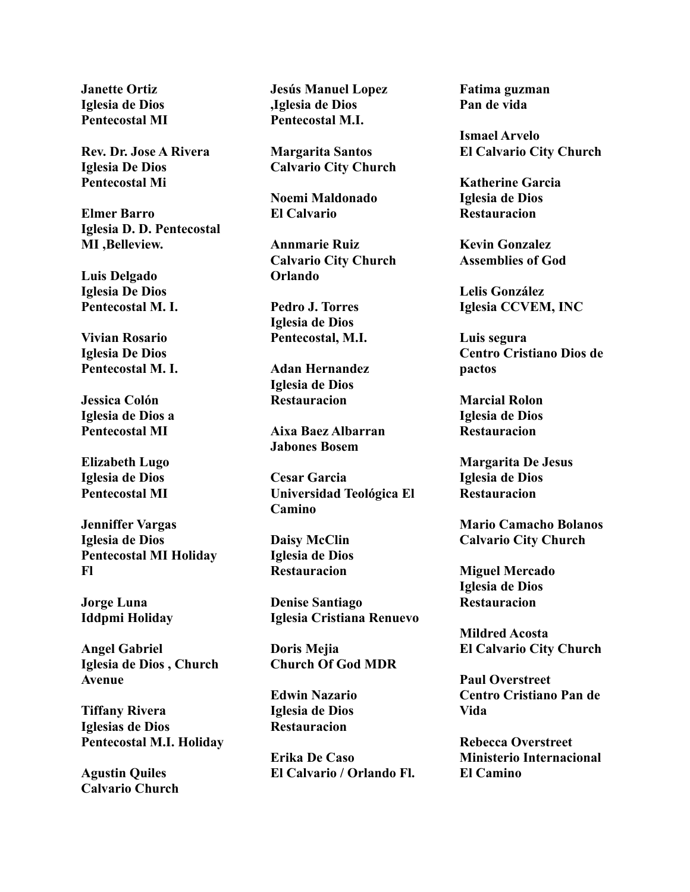**Janette Ortiz**
**Iglesia de Dios**
**Pentecostal MI**

**Rev. Dr. Jose A Rivera**
**Iglesia De Dios**
**Pentecostal Mi**

**Elmer Barro**
**Iglesia D. D. Pentecostal**
**MI ,Belleview.**

**Luis Delgado**
**Iglesia De Dios**
**Pentecostal M. I.**

**Vivian Rosario**
**Iglesia De Dios**
**Pentecostal M. I.**

**Jessica Colón**
**Iglesia de Dios a**
**Pentecostal MI**

**Elizabeth Lugo**
**Iglesia de Dios**
**Pentecostal MI**

**Jenniffer Vargas**
**Iglesia de Dios**
**Pentecostal MI Holiday**
**Fl**

**Jorge Luna**
**Iddpmi Holiday**

**Angel Gabriel**
**Iglesia de Dios , Church**
**Avenue**

**Tiffany Rivera**
**Iglesias de Dios**
**Pentecostal M.I. Holiday**

**Agustin Quiles**
**Calvario Church**

**Jesús Manuel Lopez**
**,Iglesia de Dios**
**Pentecostal M.I.**

**Margarita Santos**
**Calvario City Church**

**Noemi Maldonado**
**El Calvario**

**Annmarie Ruiz**
**Calvario City Church**
**Orlando**

**Pedro J. Torres**
**Iglesia de Dios**
**Pentecostal, M.I.**

**Adan Hernandez**
**Iglesia de Dios**
**Restauracion**

**Aixa Baez Albarran**
**Jabones Bosem**

**Cesar Garcia**
**Universidad Teológica El**
**Camino**

**Daisy McClin**
**Iglesia de Dios**
**Restauracion**

**Denise Santiago**
**Iglesia Cristiana Renuevo**

**Doris Mejia**
**Church Of God MDR**

**Edwin Nazario**
**Iglesia de Dios**
**Restauracion**

**Erika De Caso**
**El Calvario / Orlando Fl.**

**Fatima guzman**
**Pan de vida**

**Ismael Arvelo**
**El Calvario City Church**

**Katherine Garcia**
**Iglesia de Dios**
**Restauracion**

**Kevin Gonzalez**
**Assemblies of God**

**Lelis González**
**Iglesia CCVEM, INC**

**Luis segura**
**Centro Cristiano Dios de**
**pactos**

**Marcial Rolon**
**Iglesia de Dios**
**Restauracion**

**Margarita De Jesus**
**Iglesia de Dios**
**Restauracion**

**Mario Camacho Bolanos**
**Calvario City Church**

**Miguel Mercado**
**Iglesia de Dios**
**Restauracion**

**Mildred Acosta**
**El Calvario City Church**

**Paul Overstreet**
**Centro Cristiano Pan de**
**Vida**

**Rebecca Overstreet**
**Ministerio Internacional**
**El Camino**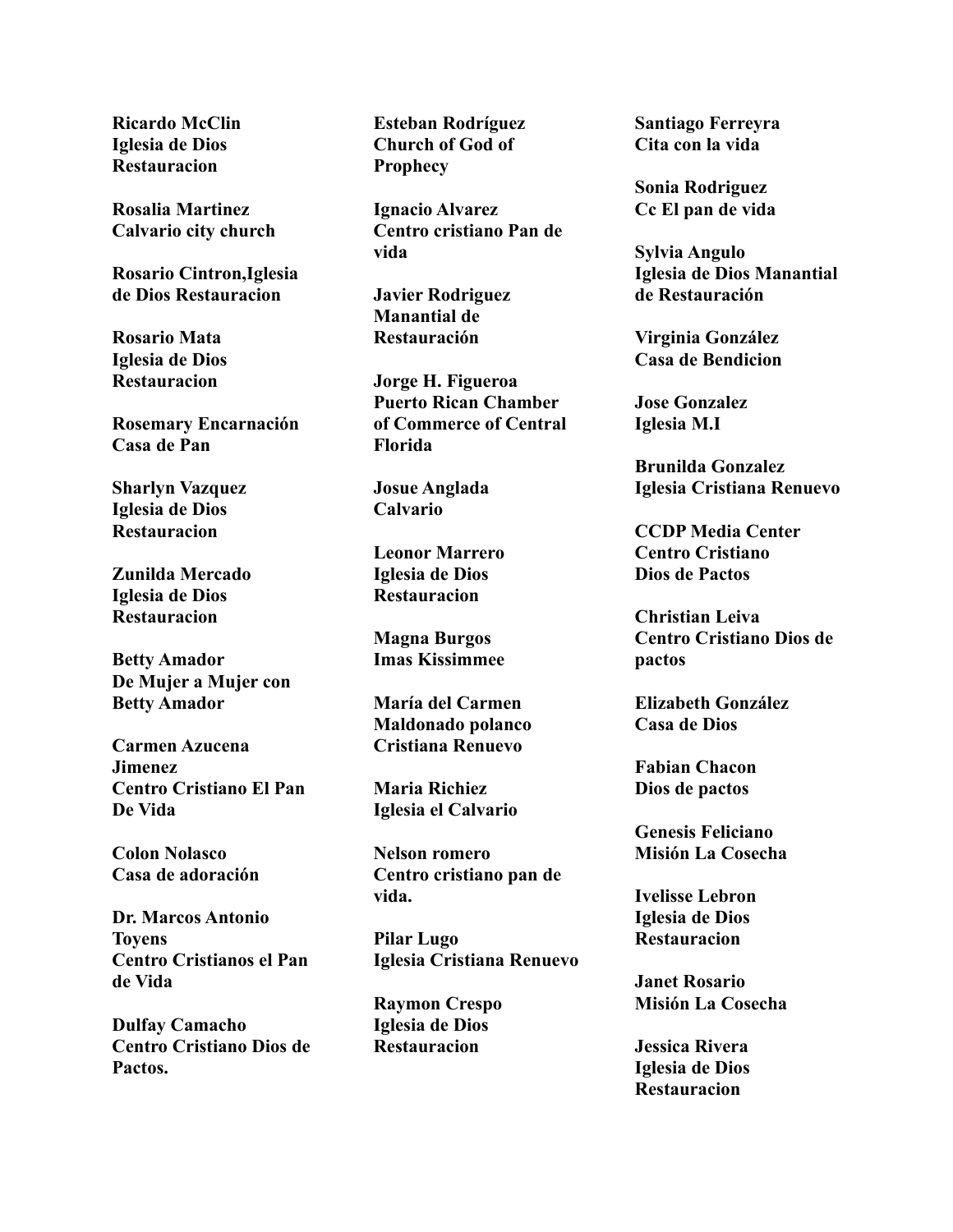**Ricardo McClin**
**Iglesia de Dios Restauracion**

**Rosalia Martinez**
**Calvario city church**

**Rosario Cintron,Iglesia de Dios Restauracion**

**Rosario Mata**
**Iglesia de Dios Restauracion**

**Rosemary Encarnación**
**Casa de Pan**

**Sharlyn Vazquez**
**Iglesia de Dios Restauracion**

**Zunilda Mercado**
**Iglesia de Dios Restauracion**

**Betty Amador**
**De Mujer a Mujer con Betty Amador**

**Carmen Azucena Jimenez**
**Centro Cristiano El Pan De Vida**

**Colon Nolasco**
**Casa de adoración**

**Dr. Marcos Antonio Toyens**
**Centro Cristianos el Pan de Vida**

**Dulfay Camacho**
**Centro Cristiano Dios de Pactos.**

**Esteban Rodríguez**
**Church of God of Prophecy**

**Ignacio Alvarez**
**Centro cristiano Pan de vida**

**Javier Rodriguez**
**Manantial de Restauración**

**Jorge H. Figueroa**
**Puerto Rican Chamber of Commerce of Central Florida**

**Josue Anglada**
**Calvario**

**Leonor Marrero**
**Iglesia de Dios Restauracion**

**Magna Burgos**
**Imas Kissimmee**

**María del Carmen Maldonado polanco**
**Cristiana Renuevo**

**Maria Richiez**
**Iglesia el Calvario**

**Nelson romero**
**Centro cristiano pan de vida.**

**Pilar Lugo**
**Iglesia Cristiana Renuevo**

**Raymon Crespo**
**Iglesia de Dios Restauracion**

**Santiago Ferreyra**
**Cita con la vida**

**Sonia Rodriguez**
**Cc El pan de vida**

**Sylvia Angulo**
**Iglesia de Dios Manantial de Restauración**

**Virginia González**
**Casa de Bendicion**

**Jose Gonzalez**
**Iglesia M.I**

**Brunilda Gonzalez**
**Iglesia Cristiana Renuevo**

**CCDP Media Center**
**Centro Cristiano Dios de Pactos**

**Christian Leiva**
**Centro Cristiano Dios de pactos**

**Elizabeth González**
**Casa de Dios**

**Fabian Chacon**
**Dios de pactos**

**Genesis Feliciano**
**Misión La Cosecha**

**Ivelisse Lebron**
**Iglesia de Dios Restauracion**

**Janet Rosario**
**Misión La Cosecha**

**Jessica Rivera**
**Iglesia de Dios Restauracion**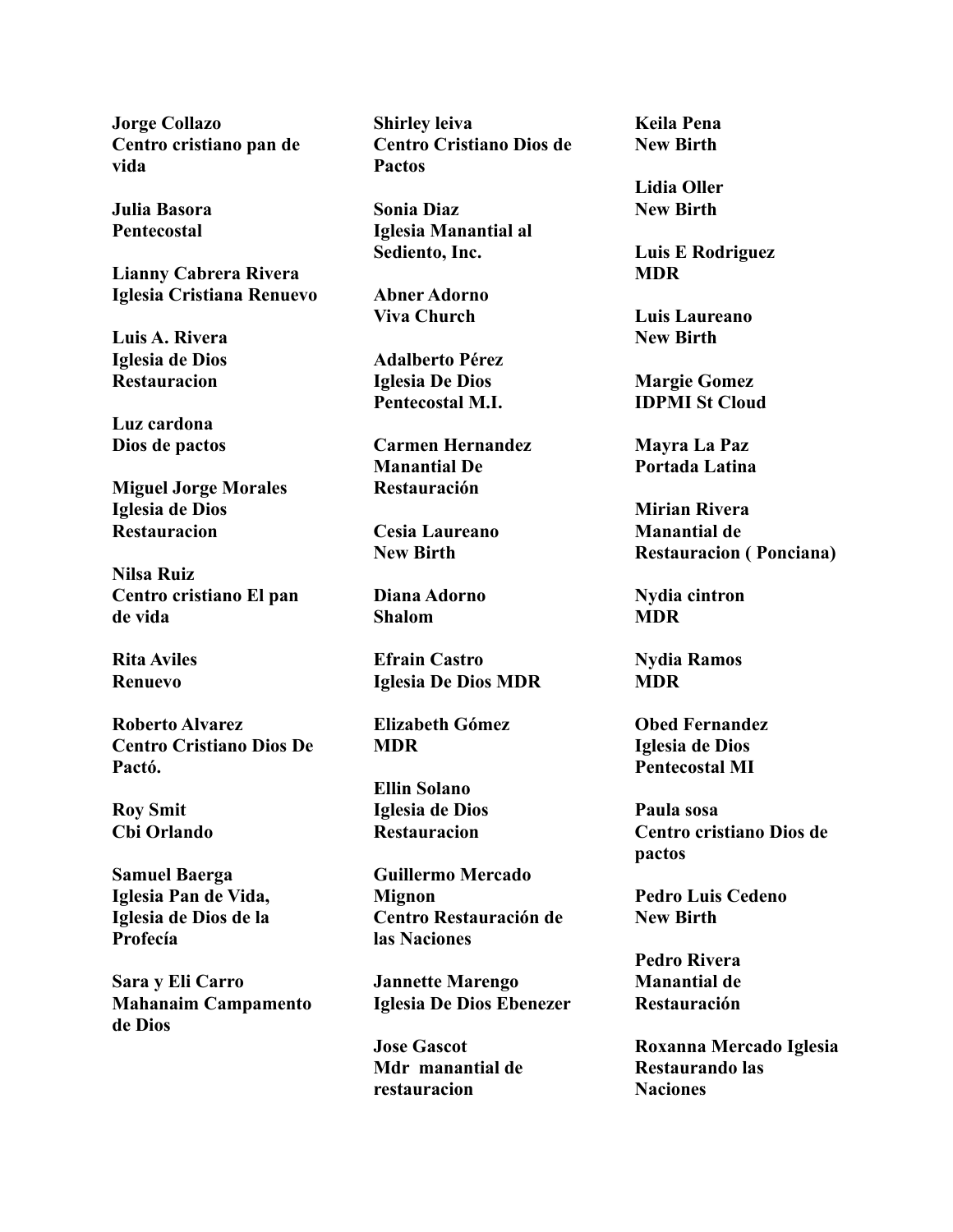**Jorge Collazo**
**Centro cristiano pan de vida**

**Julia Basora**
**Pentecostal**

**Lianny Cabrera Rivera**
**Iglesia Cristiana Renuevo**

**Luis A. Rivera**
**Iglesia de Dios Restauracion**

**Luz cardona**
**Dios de pactos**

**Miguel Jorge Morales**
**Iglesia de Dios Restauracion**

**Nilsa Ruiz**
**Centro cristiano El pan de vida**

**Rita Aviles**
**Renuevo**

**Roberto Alvarez**
**Centro Cristiano Dios De Pactó.**

**Roy Smit**
**Cbi Orlando**

**Samuel Baerga**
**Iglesia Pan de Vida, Iglesia de Dios de la Profecía**

**Sara y Eli Carro**
**Mahanaim Campamento de Dios**

**Shirley leiva**
**Centro Cristiano Dios de Pactos**

**Sonia Diaz**
**Iglesia Manantial al Sediento, Inc.**

**Abner Adorno**
**Viva Church**

**Adalberto Pérez**
**Iglesia De Dios Pentecostal M.I.**

**Carmen Hernandez**
**Manantial De Restauración**

**Cesia Laureano**
**New Birth**

**Diana Adorno**
**Shalom**

**Efrain Castro**
**Iglesia De Dios MDR**

**Elizabeth Gómez**
**MDR**

**Ellin Solano**
**Iglesia de Dios Restauracion**

**Guillermo Mercado Mignon**
**Centro Restauración de las Naciones**

**Jannette Marengo**
**Iglesia De Dios Ebenezer**

**Jose Gascot**
**Mdr manantial de restauracion**

**Keila Pena**
**New Birth**

**Lidia Oller**
**New Birth**

**Luis E Rodriguez**
**MDR**

**Luis Laureano**
**New Birth**

**Margie Gomez**
**IDPMI St Cloud**

**Mayra La Paz**
**Portada Latina**

**Mirian Rivera**
**Manantial de Restauracion ( Ponciana)**

**Nydia cintron**
**MDR**

**Nydia Ramos**
**MDR**

**Obed Fernandez**
**Iglesia de Dios Pentecostal MI**

**Paula sosa**
**Centro cristiano Dios de pactos**

**Pedro Luis Cedeno**
**New Birth**

**Pedro Rivera**
**Manantial de Restauración**

**Roxanna Mercado Iglesia Restaurando las Naciones**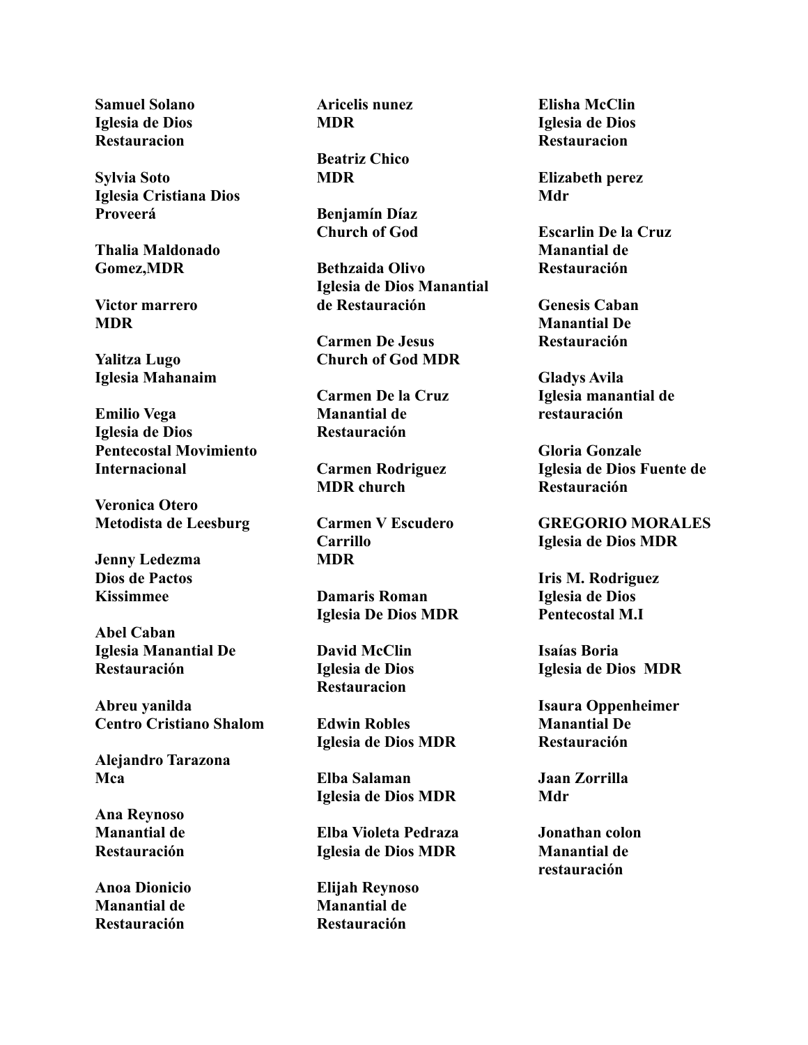**Samuel Solano**
**Iglesia de Dios Restauracion**

**Sylvia Soto**
**Iglesia Cristiana Dios Proveerá**

**Thalia Maldonado**
**Gomez,MDR**

**Victor marrero**
**MDR**

**Yalitza Lugo**
**Iglesia Mahanaim**

**Emilio Vega**
**Iglesia de Dios Pentecostal Movimiento Internacional**

**Veronica Otero**
**Metodista de Leesburg**

**Jenny Ledezma**
**Dios de Pactos Kissimmee**

**Abel Caban**
**Iglesia Manantial De Restauración**

**Abreu yanilda**
**Centro Cristiano Shalom**

**Alejandro Tarazona**
**Mca**

**Ana Reynoso**
**Manantial de Restauración**

**Anoa Dionicio**
**Manantial de Restauración**

**Aricelis nunez**
**MDR**

**Beatriz Chico**
**MDR**

**Benjamín Díaz**
**Church of God**

**Bethzaida Olivo**
**Iglesia de Dios Manantial de Restauración**

**Carmen De Jesus**
**Church of God MDR**

**Carmen De la Cruz**
**Manantial de Restauración**

**Carmen Rodriguez**
**MDR church**

**Carmen V Escudero Carrillo**
**MDR**

**Damaris Roman**
**Iglesia De Dios MDR**

**David McClin**
**Iglesia de Dios Restauracion**

**Edwin Robles**
**Iglesia de Dios MDR**

**Elba Salaman**
**Iglesia de Dios MDR**

**Elba Violeta Pedraza**
**Iglesia de Dios MDR**

**Elijah Reynoso**
**Manantial de Restauración**

**Elisha McClin**
**Iglesia de Dios Restauracion**

**Elizabeth perez**
**Mdr**

**Escarlin De la Cruz**
**Manantial de Restauración**

**Genesis Caban**
**Manantial De Restauración**

**Gladys Avila**
**Iglesia manantial de restauración**

**Gloria Gonzale**
**Iglesia de Dios Fuente de Restauración**

**GREGORIO MORALES**
**Iglesia de Dios MDR**

**Iris M. Rodriguez**
**Iglesia de Dios Pentecostal M.I**

**Isaías Boria**
**Iglesia de Dios MDR**

**Isaura Oppenheimer**
**Manantial De Restauración**

**Jaan Zorrilla**
**Mdr**

**Jonathan colon**
**Manantial de restauración**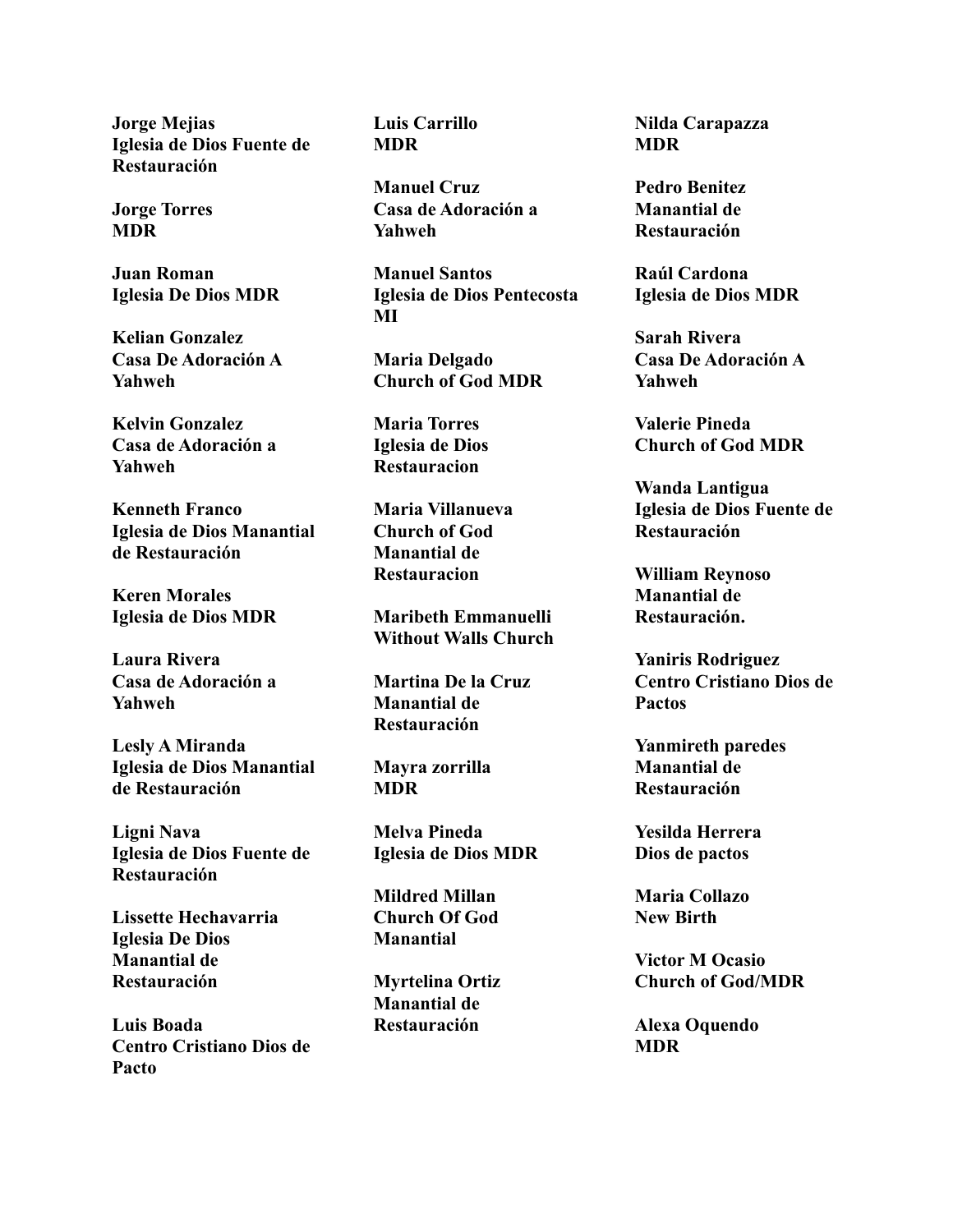**Jorge Mejias**
**Iglesia de Dios Fuente de Restauración**

**Jorge Torres**
**MDR**

**Juan Roman**
**Iglesia De Dios MDR**

**Kelian Gonzalez**
**Casa De Adoración A Yahweh**

**Kelvin Gonzalez**
**Casa de Adoración a Yahweh**

**Kenneth Franco**
**Iglesia de Dios Manantial de Restauración**

**Keren Morales**
**Iglesia de Dios MDR**

**Laura Rivera**
**Casa de Adoración a Yahweh**

**Lesly A Miranda**
**Iglesia de Dios Manantial de Restauración**

**Ligni Nava**
**Iglesia de Dios Fuente de Restauración**

**Lissette Hechavarria**
**Iglesia De Dios Manantial de Restauración**

**Luis Boada**
**Centro Cristiano Dios de Pacto**

**Luis Carrillo**
**MDR**

**Manuel Cruz**
**Casa de Adoración a Yahweh**

**Manuel Santos**
**Iglesia de Dios Pentecosta MI**

**Maria Delgado**
**Church of God MDR**

**Maria Torres**
**Iglesia de Dios Restauracion**

**Maria Villanueva**
**Church of God Manantial de Restauracion**

**Maribeth Emmanuelli**
**Without Walls Church**

**Martina De la Cruz**
**Manantial de Restauración**

**Mayra zorrilla**
**MDR**

**Melva Pineda**
**Iglesia de Dios MDR**

**Mildred Millan**
**Church Of God Manantial**

**Myrtelina Ortiz**
**Manantial de Restauración**

**Nilda Carapazza**
**MDR**

**Pedro Benitez**
**Manantial de Restauración**

**Raúl Cardona**
**Iglesia de Dios MDR**

**Sarah Rivera**
**Casa De Adoración A Yahweh**

**Valerie Pineda**
**Church of God MDR**

**Wanda Lantigua**
**Iglesia de Dios Fuente de Restauración**

**William Reynoso**
**Manantial de Restauración.**

**Yaniris Rodriguez**
**Centro Cristiano Dios de Pactos**

**Yanmireth paredes**
**Manantial de Restauración**

**Yesilda Herrera**
**Dios de pactos**

**Maria Collazo**
**New Birth**

**Victor M Ocasio**
**Church of God/MDR**

**Alexa Oquendo**
**MDR**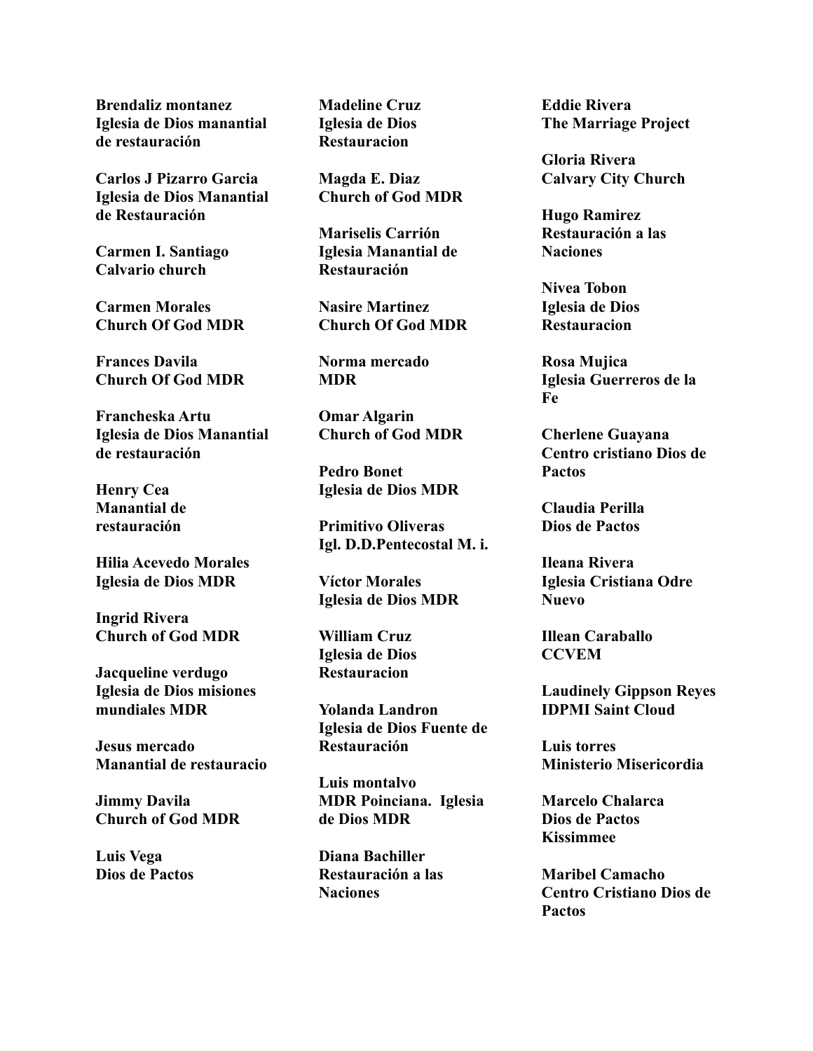**Brendaliz montanez**
**Iglesia de Dios manantial de restauración**

**Carlos J Pizarro Garcia**
**Iglesia de Dios Manantial de Restauración**

**Carmen I. Santiago**
**Calvario church**

**Carmen Morales**
**Church Of God MDR**

**Frances Davila**
**Church Of God MDR**

**Francheska Artu**
**Iglesia de Dios Manantial de restauración**

**Henry Cea**
**Manantial de restauración**

**Hilia Acevedo Morales**
**Iglesia de Dios MDR**

**Ingrid Rivera**
**Church of God MDR**

**Jacqueline verdugo**
**Iglesia de Dios misiones mundiales MDR**

**Jesus mercado**
**Manantial de restauracio**

**Jimmy Davila**
**Church of God MDR**

**Luis Vega**
**Dios de Pactos**

**Madeline Cruz**
**Iglesia de Dios Restauracion**

**Magda E. Diaz**
**Church of God MDR**

**Mariselis Carrión**
**Iglesia Manantial de Restauración**

**Nasire Martinez**
**Church Of God MDR**

**Norma mercado**
**MDR**

**Omar Algarin**
**Church of God MDR**

**Pedro Bonet**
**Iglesia de Dios MDR**

**Primitivo Oliveras**
**Igl. D.D.Pentecostal M. i.**

**Víctor Morales**
**Iglesia de Dios MDR**

**William Cruz**
**Iglesia de Dios Restauracion**

**Yolanda Landron**
**Iglesia de Dios Fuente de Restauración**

**Luis montalvo**
**MDR Poinciana. Iglesia de Dios MDR**

**Diana Bachiller**
**Restauración a las Naciones**

**Eddie Rivera**
**The Marriage Project**

**Gloria Rivera**
**Calvary City Church**

**Hugo Ramirez**
**Restauración a las Naciones**

**Nivea Tobon**
**Iglesia de Dios Restauracion**

**Rosa Mujica**
**Iglesia Guerreros de la Fe**

**Cherlene Guayana**
**Centro cristiano Dios de Pactos**

**Claudia Perilla**
**Dios de Pactos**

**Ileana Rivera**
**Iglesia Cristiana Odre Nuevo**

**Illean Caraballo**
**CCVEM**

**Laudinely Gippson Reyes**
**IDPMI Saint Cloud**

**Luis torres**
**Ministerio Misericordia**

**Marcelo Chalarca**
**Dios de Pactos Kissimmee**

**Maribel Camacho**
**Centro Cristiano Dios de Pactos**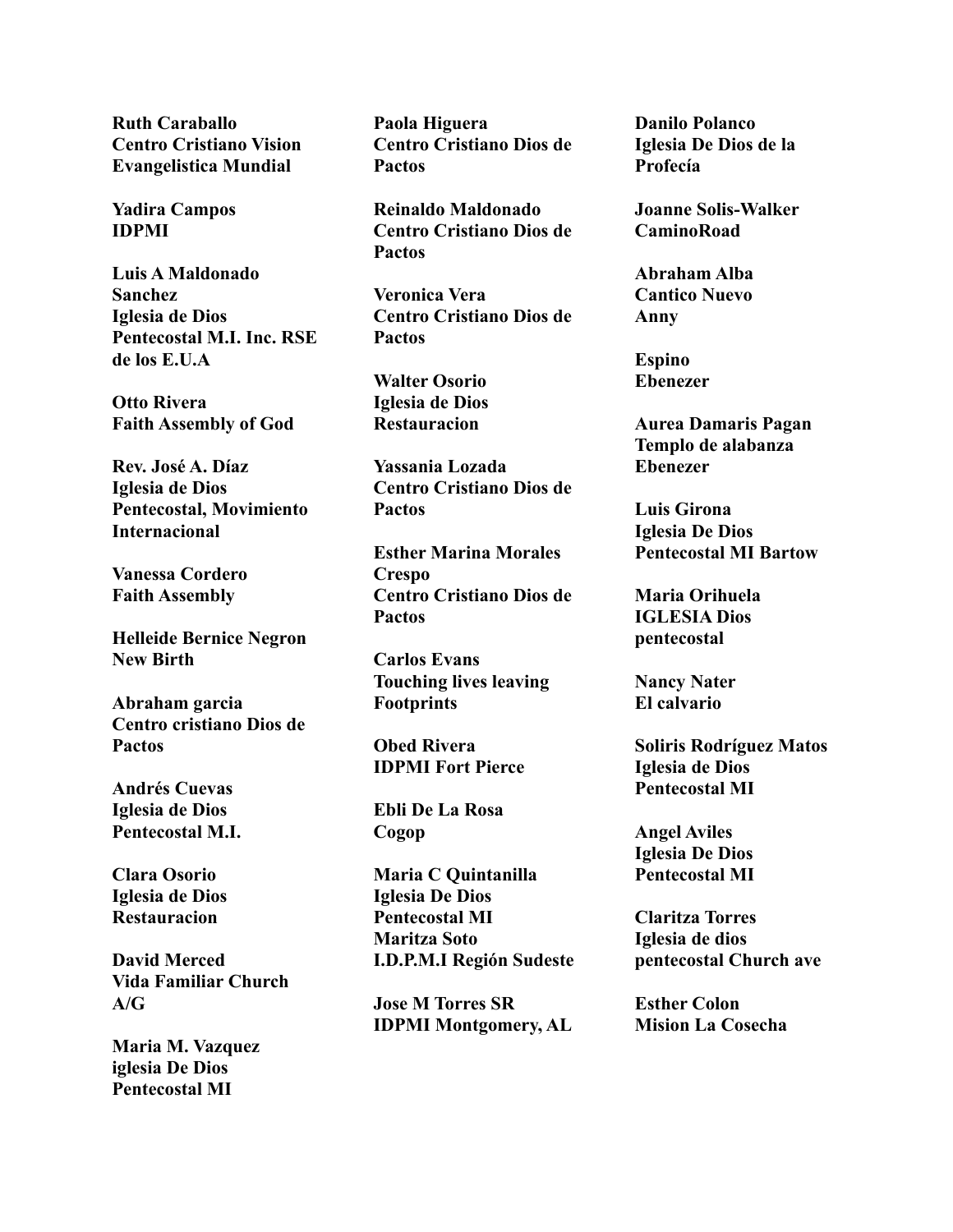**Ruth Caraballo**
**Centro Cristiano Vision Evangelistica Mundial**

**Yadira Campos**
**IDPMI**

**Luis A Maldonado Sanchez**
**Iglesia de Dios Pentecostal M.I. Inc. RSE de los E.U.A**

**Otto Rivera**
**Faith Assembly of God**

**Rev. José A. Díaz**
**Iglesia de Dios Pentecostal, Movimiento Internacional**

**Vanessa Cordero**
**Faith Assembly**

**Helleide Bernice Negron**
**New Birth**

**Abraham garcia**
**Centro cristiano Dios de Pactos**

**Andrés Cuevas**
**Iglesia de Dios Pentecostal M.I.**

**Clara Osorio**
**Iglesia de Dios Restauracion**

**David Merced**
**Vida Familiar Church A/G**

**Maria M. Vazquez**
**iglesia De Dios Pentecostal MI**

**Paola Higuera**
**Centro Cristiano Dios de Pactos**

**Reinaldo Maldonado**
**Centro Cristiano Dios de Pactos**

**Veronica Vera**
**Centro Cristiano Dios de Pactos**

**Walter Osorio**
**Iglesia de Dios Restauracion**

**Yassania Lozada**
**Centro Cristiano Dios de Pactos**

**Esther Marina Morales Crespo**
**Centro Cristiano Dios de Pactos**

**Carlos Evans**
**Touching lives leaving Footprints**

**Obed Rivera**
**IDPMI Fort Pierce**

**Ebli De La Rosa**
**Cogop**

**Maria C Quintanilla**
**Iglesia De Dios Pentecostal MI**
**Maritza Soto**
**I.D.P.M.I Región Sudeste**

**Jose M Torres SR**
**IDPMI Montgomery, AL**

**Danilo Polanco**
**Iglesia De Dios de la Profecía**

**Joanne Solis-Walker**
**CaminoRoad**

**Abraham Alba**
**Cantico Nuevo**
**Anny**

**Espino**
**Ebenezer**

**Aurea Damaris Pagan**
**Templo de alabanza Ebenezer**

**Luis Girona**
**Iglesia De Dios Pentecostal MI Bartow**

**Maria Orihuela**
**IGLESIA Dios pentecostal**

**Nancy Nater**
**El calvario**

**Soliris Rodríguez Matos**
**Iglesia de Dios Pentecostal MI**

**Angel Aviles**
**Iglesia De Dios Pentecostal MI**

**Claritza Torres**
**Iglesia de dios pentecostal Church ave**

**Esther Colon**
**Mision La Cosecha**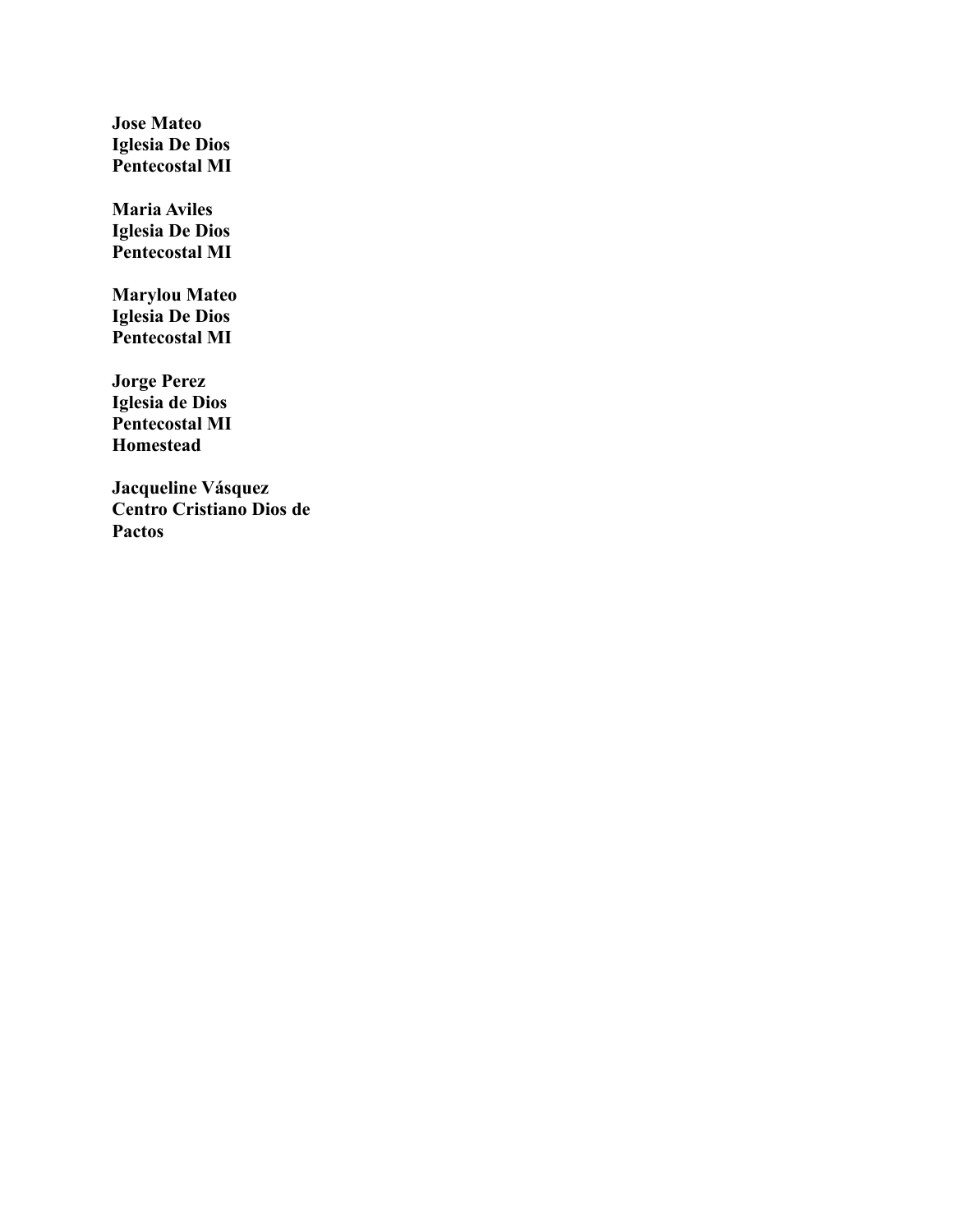**Jose Mateo**
**Iglesia De Dios**
**Pentecostal MI**

**Maria Aviles**
**Iglesia De Dios**
**Pentecostal MI**

**Marylou Mateo**
**Iglesia De Dios**
**Pentecostal MI**

**Jorge Perez**
**Iglesia de Dios**
**Pentecostal MI**
**Homestead**

**Jacqueline Vásquez**
**Centro Cristiano Dios de**
**Pactos**